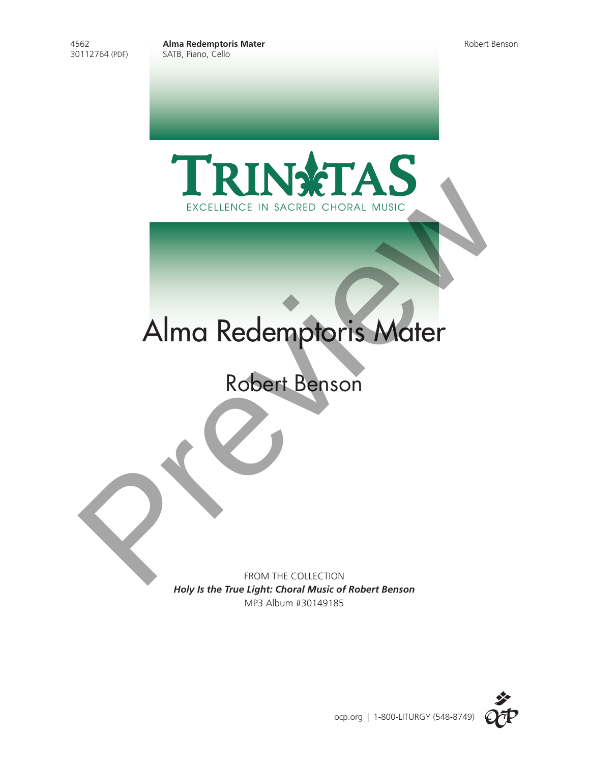4562
30112764 (PDF)

**Alma Redemptoris Mater**
SATB, Piano, Cello

Robert Benson

TRINITAS
EXCELLENCE IN SACRED CHORAL MUSIC

# Alma Redemptoris Mater

## Robert Benson

FROM THE COLLECTION
***Holy Is the True Light: Choral Music of Robert Benson***
MP3 Album #30149185

ocp.org | 1-800-LITURGY (548-8749)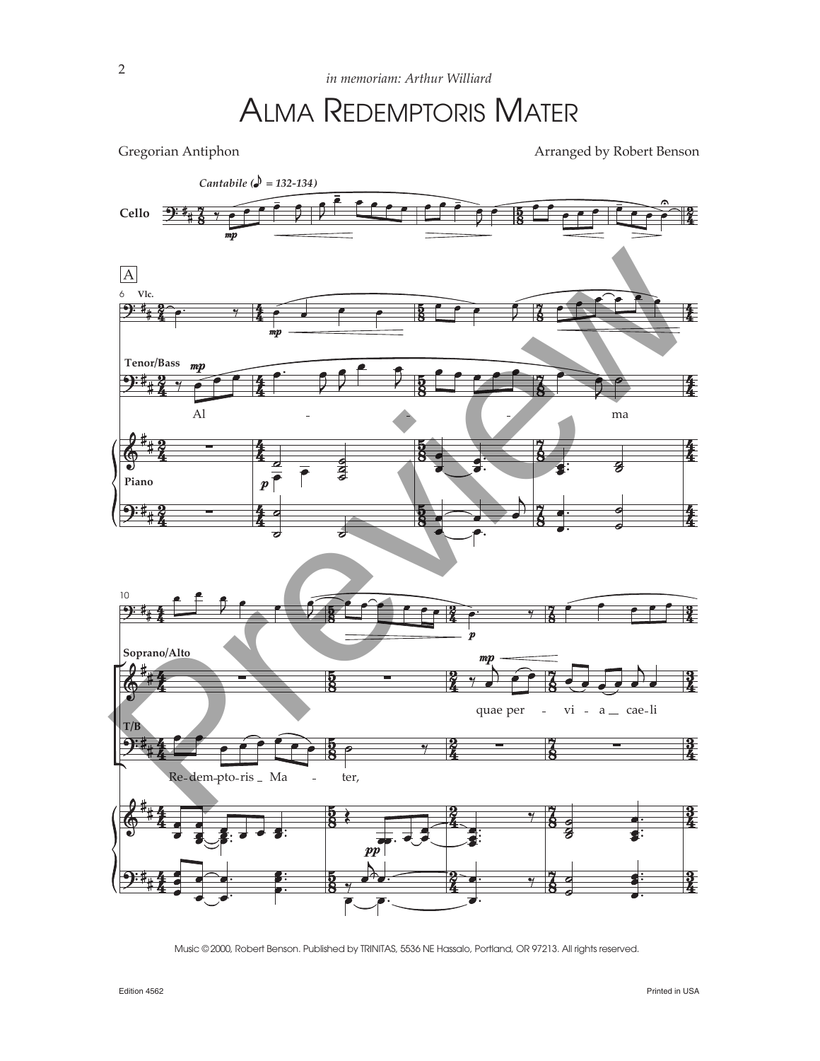*in memoriam: Arthur Williard*

# Alma Redemptoris Mater

Gregorian Antiphon

Arranged by Robert Benson

Music © 2000, Robert Benson. Published by TRINITAS, 5536 NE Hassalo, Portland, OR 97213. All rights reserved.

Edition 4562

Printed in USA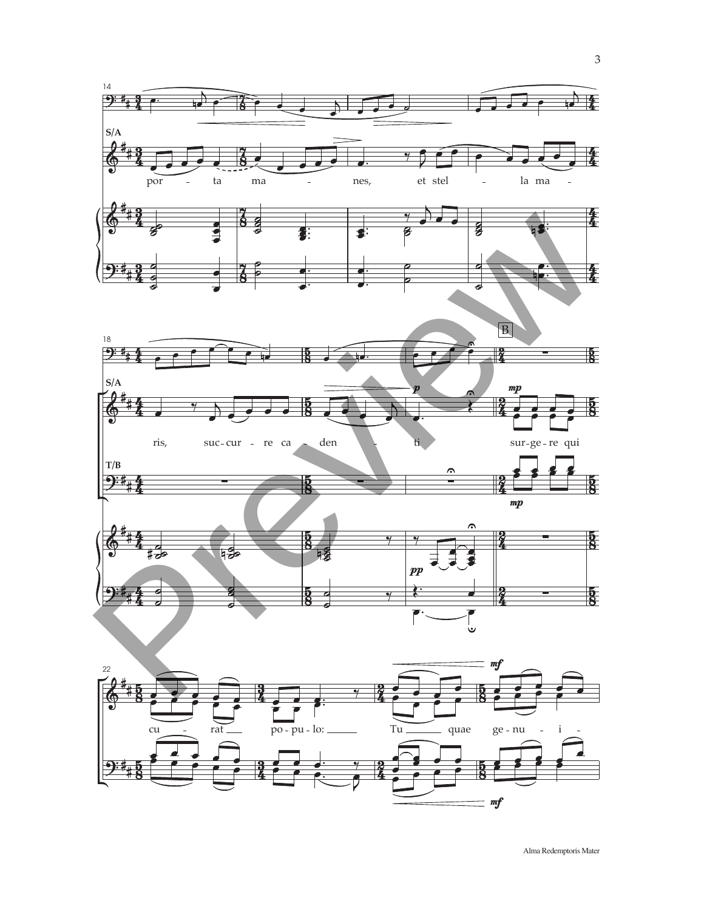14

S/A

por - ta ma - nes, et stel - la ma -

18

S/A

ris, suc-cur - re ca - den - ti

B

sur-ge-re qui

T/B

22

cu - rat po - pu - lo: Tu quae ge - nu - i -

Alma Redemptoris Mater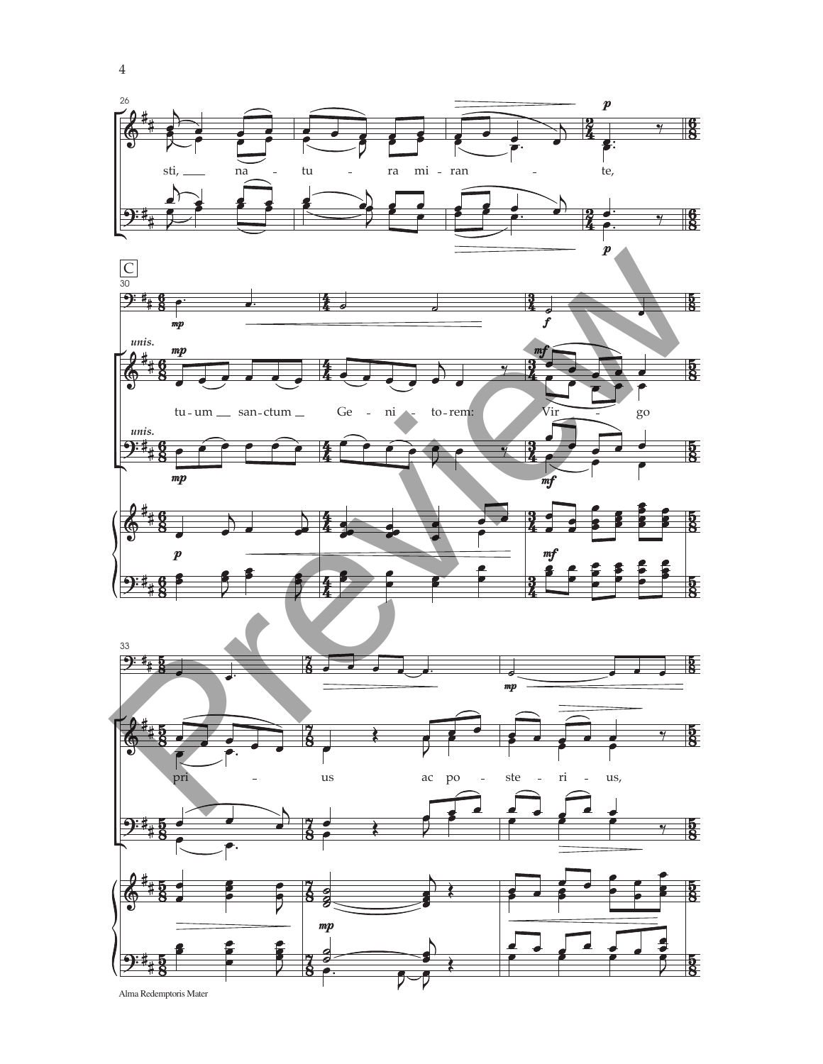26

sti, na - tu - ra mi - ran - te,

C

30

*unis.*

tu - um san - ctum Ge - ni - to - rem: Vir - go

*unis.*

33

pri - us ac po - ste - ri - us,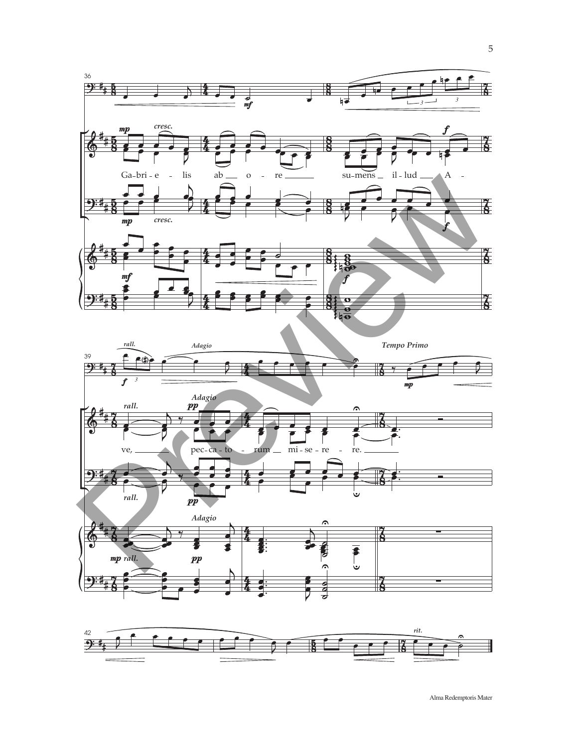Ga-bri-e-lis ab o-re sumens il-lud A-ve, pec-ca-to-rum mi-se-re-re.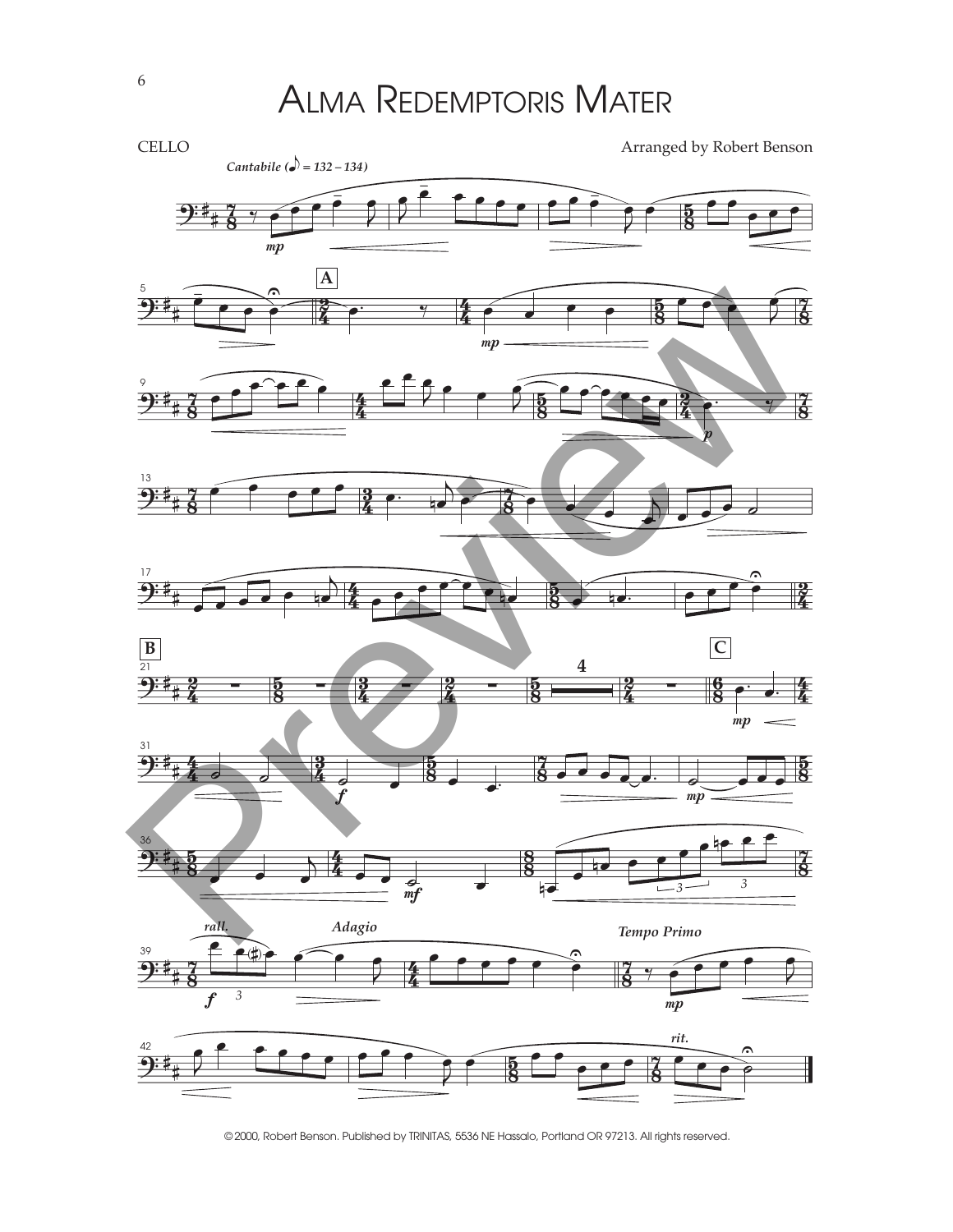# Alma Redemptoris Mater

CELLO

Arranged by Robert Benson

© 2000, Robert Benson. Published by TRINITAS, 5536 NE Hassalo, Portland OR 97213. All rights reserved.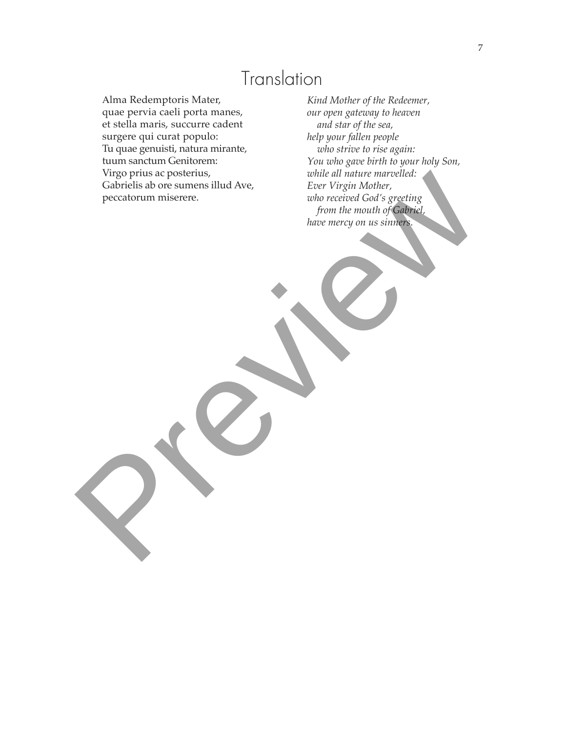# Translation

Alma Redemptoris Mater,
quae pervia caeli porta manes,
et stella maris, succurre cadent
surgere qui curat populo:
Tu quae genuisti, natura mirante,
tuum sanctum Genitorem:
Virgo prius ac posterius,
Gabrielis ab ore sumens illud Ave,
peccatorum miserere.

*Kind Mother of the Redeemer,*
*our open gateway to heaven*
*and star of the sea,*
*help your fallen people*
*who strive to rise again:*
*You who gave birth to your holy Son,*
*while all nature marvelled:*
*Ever Virgin Mother,*
*who received God's greeting*
*from the mouth of Gabriel,*
*have mercy on us sinners.*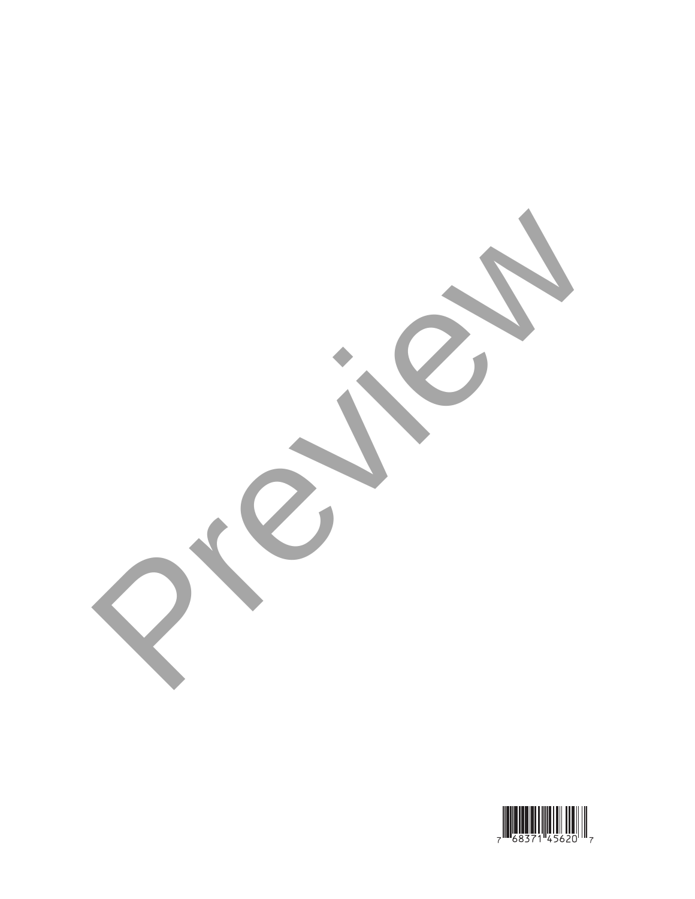Preview

7 68371 45620 7